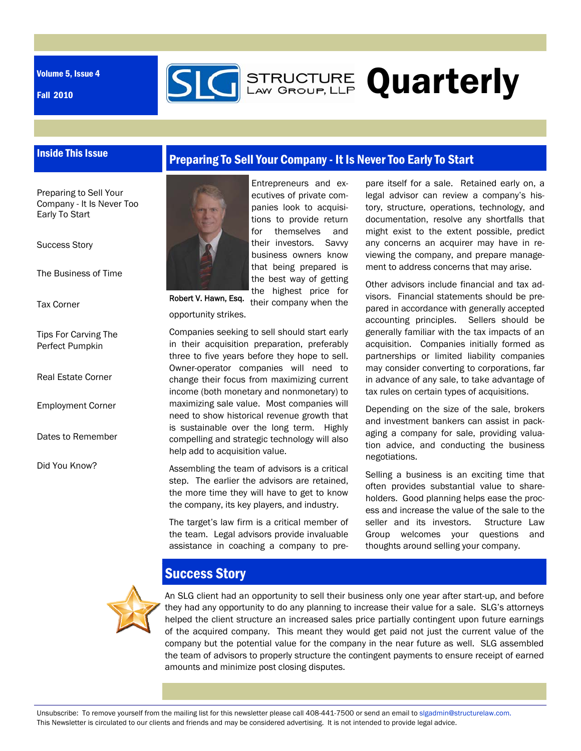Volume 5, Issue 4

Fall 2010

# STRUCTURE LAW GROUP, LLP Quarterly

## Inside This Issue

- Preparing to Sell Your Company - It Is Never Too Early To Start
- Success Story
- The Business of Time
- Tax Corner
- Tips For Carving The Perfect Pumpkin
- Real Estate Corner
- Employment Corner
- Dates to Remember
- Did You Know?

## Preparing To Sell Your Company - It Is Never Too Early To Start

Robert V. Hawn, Esq.

Entrepreneurs and executives of private companies look to acquisitions to provide return for themselves and their investors. Savvy business owners know that being prepared is the best way of getting the highest price for their company when the opportunity strikes.

Companies seeking to sell should start early in their acquisition preparation, preferably three to five years before they hope to sell. Owner-operator companies will need to change their focus from maximizing current income (both monetary and nonmonetary) to maximizing sale value. Most companies will need to show historical revenue growth that is sustainable over the long term. Highly compelling and strategic technology will also help add to acquisition value.

Assembling the team of advisors is a critical step. The earlier the advisors are retained, the more time they will have to get to know the company, its key players, and industry.

The target's law firm is a critical member of the team. Legal advisors provide invaluable assistance in coaching a company to prepare itself for a sale. Retained early on, a legal advisor can review a company's history, structure, operations, technology, and documentation, resolve any shortfalls that might exist to the extent possible, predict any concerns an acquirer may have in reviewing the company, and prepare management to address concerns that may arise.

Other advisors include financial and tax advisors. Financial statements should be prepared in accordance with generally accepted accounting principles. Sellers should be generally familiar with the tax impacts of an acquisition. Companies initially formed as partnerships or limited liability companies may consider converting to corporations, far in advance of any sale, to take advantage of tax rules on certain types of acquisitions.

Depending on the size of the sale, brokers and investment bankers can assist in packaging a company for sale, providing valuation advice, and conducting the business negotiations.

Selling a business is an exciting time that often provides substantial value to shareholders. Good planning helps ease the process and increase the value of the sale to the seller and its investors. Structure Law Group welcomes your questions and thoughts around selling your company.

## Success Story

An SLG client had an opportunity to sell their business only one year after start-up, and before they had any opportunity to do any planning to increase their value for a sale. SLG's attorneys helped the client structure an increased sales price partially contingent upon future earnings of the acquired company. This meant they would get paid not just the current value of the company but the potential value for the company in the near future as well. SLG assembled the team of advisors to properly structure the contingent payments to ensure receipt of earned amounts and minimize post closing disputes.

Unsubscribe: To remove yourself from the mailing list for this newsletter please call 408-441-7500 or send an email to slgadmin@structurelaw.com. This Newsletter is circulated to our clients and friends and may be considered advertising. It is not intended to provide legal advice.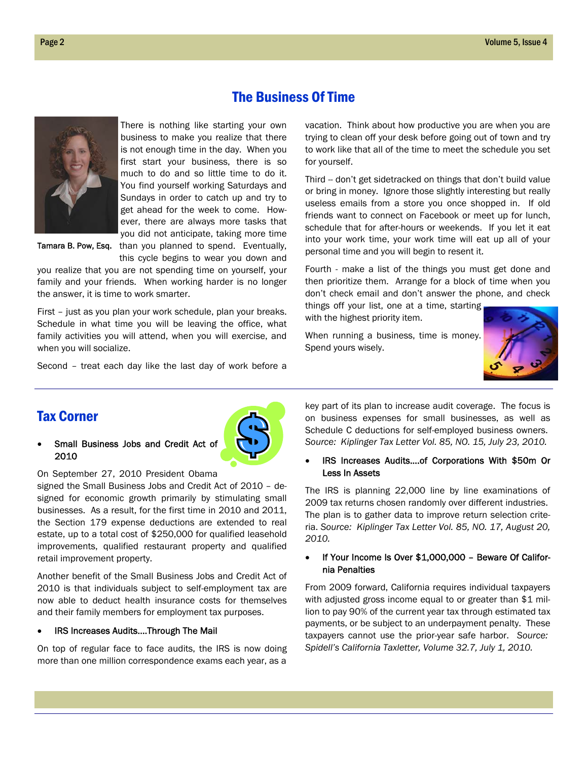## The Business Of Time

Tamara B. Pow, Esq.

There is nothing like starting your own business to make you realize that there is not enough time in the day. When you first start your business, there is so much to do and so little time to do it. You find yourself working Saturdays and Sundays in order to catch up and try to get ahead for the week to come. However, there are always more tasks that you did not anticipate, taking more time than you planned to spend. Eventually, this cycle begins to wear you down and you realize that you are not spending time on yourself, your family and your friends. When working harder is no longer the answer, it is time to work smarter.

First – just as you plan your work schedule, plan your breaks. Schedule in what time you will be leaving the office, what family activities you will attend, when you will exercise, and when you will socialize.

Second – treat each day like the last day of work before a vacation. Think about how productive you are when you are trying to clean off your desk before going out of town and try to work like that all of the time to meet the schedule you set for yourself.

Third -- don't get sidetracked on things that don't build value or bring in money. Ignore those slightly interesting but really useless emails from a store you once shopped in. If old friends want to connect on Facebook or meet up for lunch, schedule that for after-hours or weekends. If you let it eat into your work time, your work time will eat up all of your personal time and you will begin to resent it.

Fourth - make a list of the things you must get done and then prioritize them. Arrange for a block of time when you don't check email and don't answer the phone, and check things off your list, one at a time, starting with the highest priority item.

When running a business, time is money. Spend yours wisely.

## Tax Corner

- **Small Business Jobs and Credit Act of 2010**

On September 27, 2010 President Obama signed the Small Business Jobs and Credit Act of 2010 – designed for economic growth primarily by stimulating small businesses. As a result, for the first time in 2010 and 2011, the Section 179 expense deductions are extended to real estate, up to a total cost of $250,000 for qualified leasehold improvements, qualified restaurant property and qualified retail improvement property.

Another benefit of the Small Business Jobs and Credit Act of 2010 is that individuals subject to self-employment tax are now able to deduct health insurance costs for themselves and their family members for employment tax purposes.

- **IRS Increases Audits….Through The Mail**

On top of regular face to face audits, the IRS is now doing more than one million correspondence exams each year, as a key part of its plan to increase audit coverage. The focus is on business expenses for small businesses, as well as Schedule C deductions for self-employed business owners. *Source: Kiplinger Tax Letter Vol. 85, NO. 15, July 23, 2010.*

- **IRS Increases Audits….of Corporations With $50m Or Less In Assets**

The IRS is planning 22,000 line by line examinations of 2009 tax returns chosen randomly over different industries. The plan is to gather data to improve return selection criteria. *Source: Kiplinger Tax Letter Vol. 85, NO. 17, August 20, 2010.*

- **If Your Income Is Over $1,000,000 – Beware Of California Penalties**

From 2009 forward, California requires individual taxpayers with adjusted gross income equal to or greater than $1 million to pay 90% of the current year tax through estimated tax payments, or be subject to an underpayment penalty. These taxpayers cannot use the prior-year safe harbor. *Source: Spidell's California Taxletter, Volume 32.7, July 1, 2010.*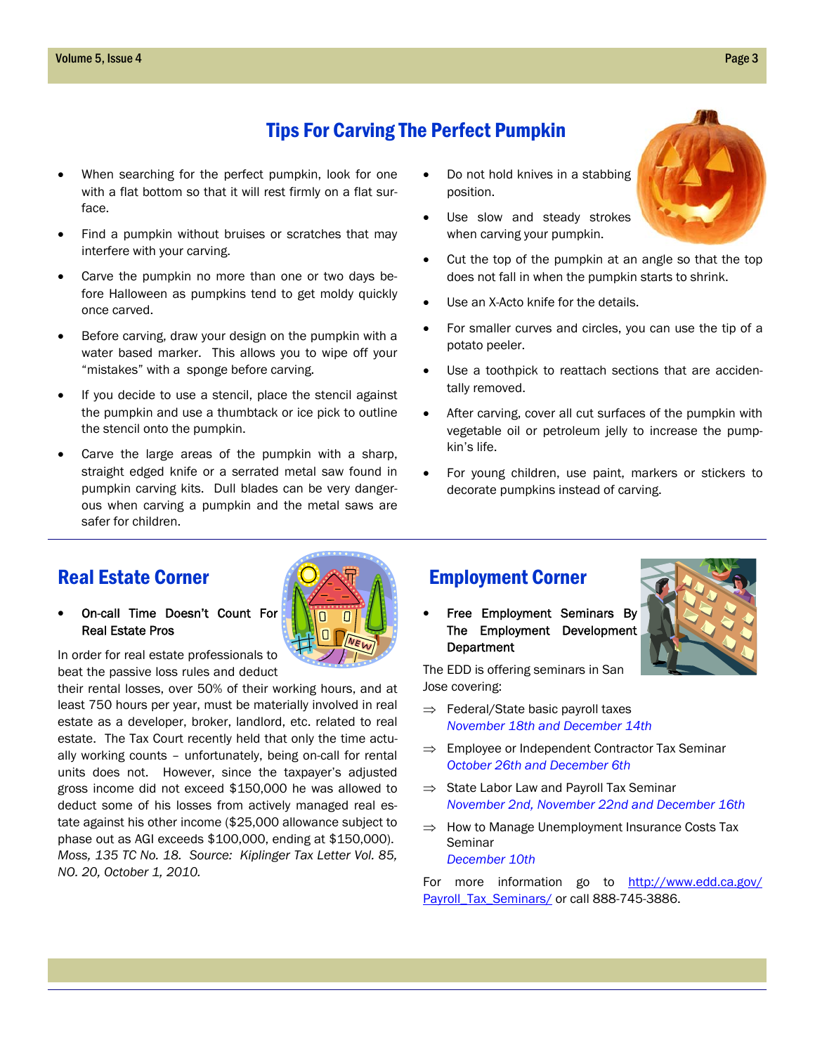## Tips For Carving The Perfect Pumpkin

- When searching for the perfect pumpkin, look for one with a flat bottom so that it will rest firmly on a flat surface.
- Find a pumpkin without bruises or scratches that may interfere with your carving.
- Carve the pumpkin no more than one or two days before Halloween as pumpkins tend to get moldy quickly once carved.
- Before carving, draw your design on the pumpkin with a water based marker. This allows you to wipe off your "mistakes" with a sponge before carving.
- If you decide to use a stencil, place the stencil against the pumpkin and use a thumbtack or ice pick to outline the stencil onto the pumpkin.
- Carve the large areas of the pumpkin with a sharp, straight edged knife or a serrated metal saw found in pumpkin carving kits. Dull blades can be very dangerous when carving a pumpkin and the metal saws are safer for children.
- Do not hold knives in a stabbing position.
- Use slow and steady strokes when carving your pumpkin.
- Cut the top of the pumpkin at an angle so that the top does not fall in when the pumpkin starts to shrink.
- Use an X-Acto knife for the details.
- For smaller curves and circles, you can use the tip of a potato peeler.
- Use a toothpick to reattach sections that are accidentally removed.
- After carving, cover all cut surfaces of the pumpkin with vegetable oil or petroleum jelly to increase the pumpkin's life.
- For young children, use paint, markers or stickers to decorate pumpkins instead of carving.

## Real Estate Corner

- **On-call Time Doesn't Count For Real Estate Pros**

In order for real estate professionals to beat the passive loss rules and deduct their rental losses, over 50% of their working hours, and at least 750 hours per year, must be materially involved in real estate as a developer, broker, landlord, etc. related to real estate. The Tax Court recently held that only the time actually working counts – unfortunately, being on-call for rental units does not. However, since the taxpayer's adjusted gross income did not exceed $150,000 he was allowed to deduct some of his losses from actively managed real estate against his other income ($25,000 allowance subject to phase out as AGI exceeds $100,000, ending at $150,000). *Moss, 135 TC No. 18. Source: Kiplinger Tax Letter Vol. 85, NO. 20, October 1, 2010.*

## Employment Corner

- **Free Employment Seminars By The Employment Development Department**

The EDD is offering seminars in San Jose covering:

⇒ Federal/State basic payroll taxes
*November 18th and December 14th*

⇒ Employee or Independent Contractor Tax Seminar
*October 26th and December 6th*

⇒ State Labor Law and Payroll Tax Seminar
*November 2nd, November 22nd and December 16th*

⇒ How to Manage Unemployment Insurance Costs Tax Seminar
*December 10th*

For more information go to http://www.edd.ca.gov/Payroll_Tax_Seminars/ or call 888-745-3886.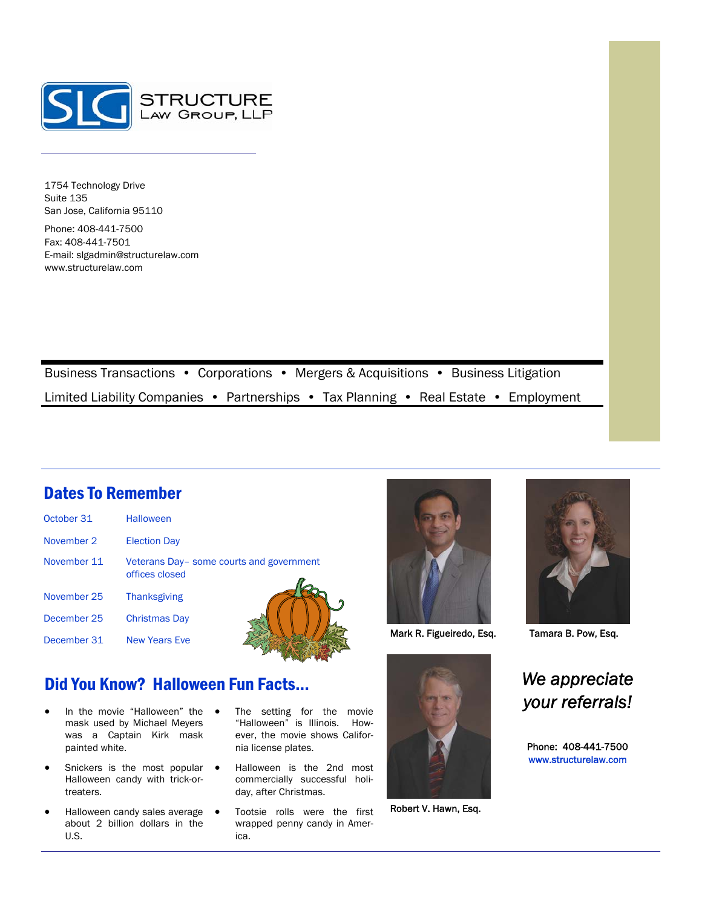**STRUCTURE LAW GROUP, LLP**

1754 Technology Drive
Suite 135
San Jose, California 95110

Phone: 408-441-7500
Fax: 408-441-7501
E-mail: slgadmin@structurelaw.com
www.structurelaw.com

Business Transactions • Corporations • Mergers & Acquisitions • Business Litigation
Limited Liability Companies • Partnerships • Tax Planning • Real Estate • Employment

## Dates To Remember

| | |
|---|---|
| October 31 | Halloween |
| November 2 | Election Day |
| November 11 | Veterans Day– some courts and government offices closed |
| November 25 | Thanksgiving |
| December 25 | Christmas Day |
| December 31 | New Years Eve |

## Did You Know? Halloween Fun Facts...

- In the movie "Halloween" the mask used by Michael Meyers was a Captain Kirk mask painted white.
- Snickers is the most popular Halloween candy with trick-or-treaters.
- Halloween candy sales average about 2 billion dollars in the U.S.
- The setting for the movie "Halloween" is Illinois. However, the movie shows California license plates.
- Halloween is the 2nd most commercially successful holiday, after Christmas.
- Tootsie rolls were the first wrapped penny candy in America.

Mark R. Figueiredo, Esq.

Tamara B. Pow, Esq.

Robert V. Hawn, Esq.

*We appreciate your referrals!*

Phone: 408-441-7500
www.structurelaw.com